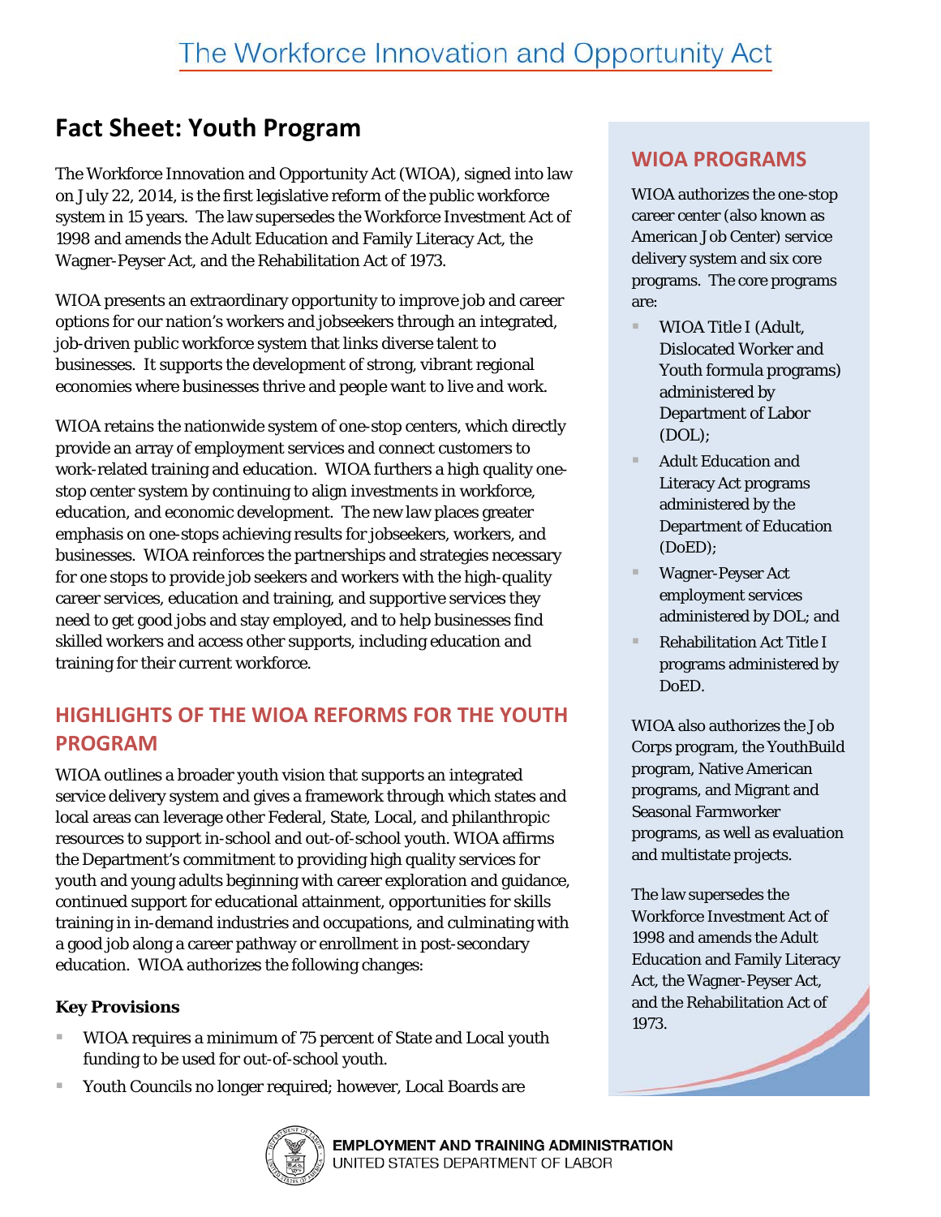# The Workforce Innovation and Opportunity Act

## Fact Sheet: Youth Program

The Workforce Innovation and Opportunity Act (WIOA), signed into law on July 22, 2014, is the first legislative reform of the public workforce system in 15 years. The law supersedes the Workforce Investment Act of 1998 and amends the Adult Education and Family Literacy Act, the Wagner-Peyser Act, and the Rehabilitation Act of 1973.

WIOA presents an extraordinary opportunity to improve job and career options for our nation's workers and jobseekers through an integrated, job-driven public workforce system that links diverse talent to businesses. It supports the development of strong, vibrant regional economies where businesses thrive and people want to live and work.

WIOA retains the nationwide system of one-stop centers, which directly provide an array of employment services and connect customers to work-related training and education. WIOA furthers a high quality one-stop center system by continuing to align investments in workforce, education, and economic development. The new law places greater emphasis on one-stops achieving results for jobseekers, workers, and businesses. WIOA reinforces the partnerships and strategies necessary for one stops to provide job seekers and workers with the high-quality career services, education and training, and supportive services they need to get good jobs and stay employed, and to help businesses find skilled workers and access other supports, including education and training for their current workforce.

### WIOA PROGRAMS

WIOA authorizes the one-stop career center (also known as American Job Center) service delivery system and six core programs. The core programs are:

- WIOA Title I (Adult, Dislocated Worker and Youth formula programs) administered by Department of Labor (DOL);
- Adult Education and Literacy Act programs administered by the Department of Education (DoED);
- Wagner-Peyser Act employment services administered by DOL; and
- Rehabilitation Act Title I programs administered by DoED.

WIOA also authorizes the Job Corps program, the YouthBuild program, Native American programs, and Migrant and Seasonal Farmworker programs, as well as evaluation and multistate projects.

The law supersedes the Workforce Investment Act of 1998 and amends the Adult Education and Family Literacy Act, the Wagner-Peyser Act, and the Rehabilitation Act of 1973.

## HIGHLIGHTS OF THE WIOA REFORMS FOR THE YOUTH PROGRAM

WIOA outlines a broader youth vision that supports an integrated service delivery system and gives a framework through which states and local areas can leverage other Federal, State, Local, and philanthropic resources to support in-school and out-of-school youth. WIOA affirms the Department's commitment to providing high quality services for youth and young adults beginning with career exploration and guidance, continued support for educational attainment, opportunities for skills training in in-demand industries and occupations, and culminating with a good job along a career pathway or enrollment in post-secondary education. WIOA authorizes the following changes:

### Key Provisions

- WIOA requires a minimum of 75 percent of State and Local youth funding to be used for out-of-school youth.
- Youth Councils no longer required; however, Local Boards are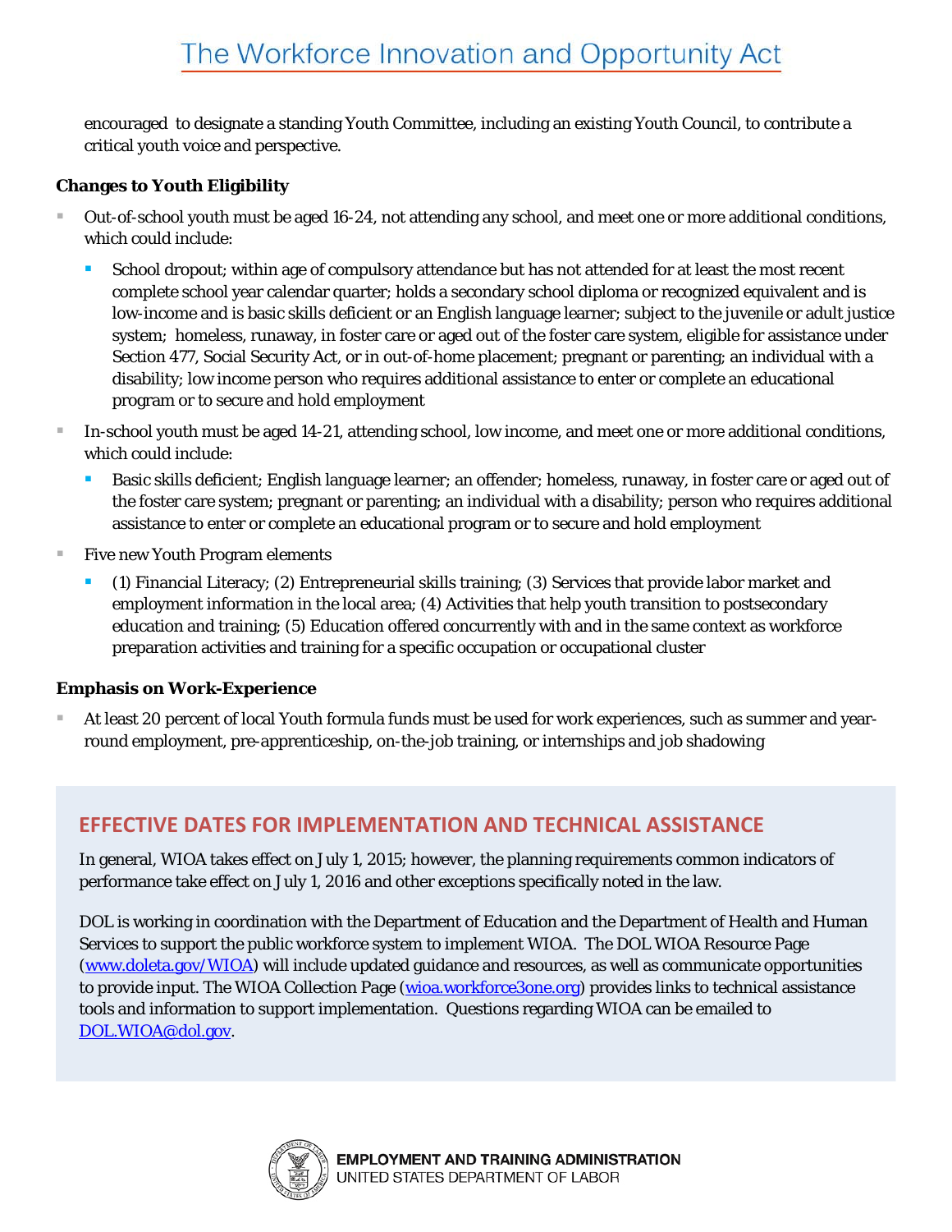encouraged to designate a standing Youth Committee, including an existing Youth Council, to contribute a critical youth voice and perspective.

**Changes to Youth Eligibility**

- Out-of-school youth must be aged 16-24, not attending any school, and meet one or more additional conditions, which could include:
  - School dropout; within age of compulsory attendance but has not attended for at least the most recent complete school year calendar quarter; holds a secondary school diploma or recognized equivalent and is low-income and is basic skills deficient or an English language learner; subject to the juvenile or adult justice system; homeless, runaway, in foster care or aged out of the foster care system, eligible for assistance under Section 477, Social Security Act, or in out-of-home placement; pregnant or parenting; an individual with a disability; low income person who requires additional assistance to enter or complete an educational program or to secure and hold employment
- In-school youth must be aged 14-21, attending school, low income, and meet one or more additional conditions, which could include:
  - Basic skills deficient; English language learner; an offender; homeless, runaway, in foster care or aged out of the foster care system; pregnant or parenting; an individual with a disability; person who requires additional assistance to enter or complete an educational program or to secure and hold employment
- Five new Youth Program elements
  - (1) Financial Literacy; (2) Entrepreneurial skills training; (3) Services that provide labor market and employment information in the local area; (4) Activities that help youth transition to postsecondary education and training; (5) Education offered concurrently with and in the same context as workforce preparation activities and training for a specific occupation or occupational cluster

**Emphasis on Work-Experience**

- At least 20 percent of local Youth formula funds must be used for work experiences, such as summer and year-round employment, pre-apprenticeship, on-the-job training, or internships and job shadowing

## EFFECTIVE DATES FOR IMPLEMENTATION AND TECHNICAL ASSISTANCE

In general, WIOA takes effect on July 1, 2015; however, the planning requirements common indicators of performance take effect on July 1, 2016 and other exceptions specifically noted in the law.

DOL is working in coordination with the Department of Education and the Department of Health and Human Services to support the public workforce system to implement WIOA. The DOL WIOA Resource Page (www.doleta.gov/WIOA) will include updated guidance and resources, as well as communicate opportunities to provide input. The WIOA Collection Page (wioa.workforce3one.org) provides links to technical assistance tools and information to support implementation. Questions regarding WIOA can be emailed to DOL.WIOA@dol.gov.

**EMPLOYMENT AND TRAINING ADMINISTRATION**
UNITED STATES DEPARTMENT OF LABOR